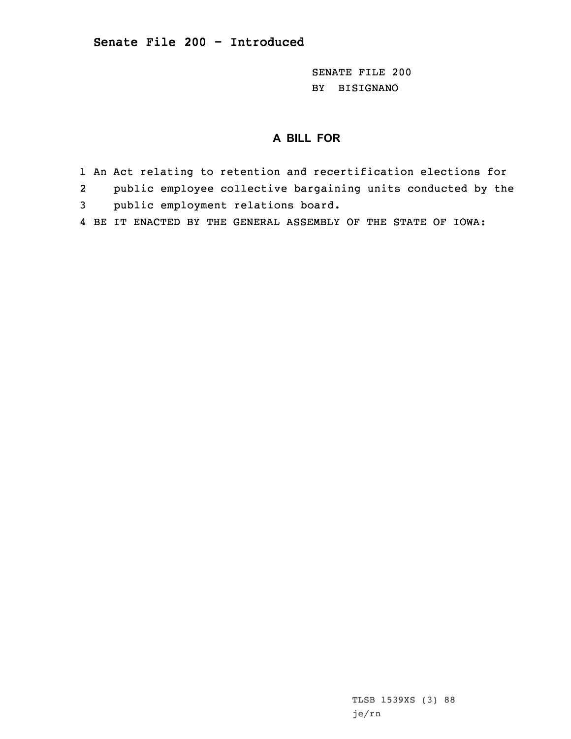# Senate File 200 - Introduced

SENATE FILE 200
BY BISIGNANO

## A BILL FOR

1 An Act relating to retention and recertification elections for
2 public employee collective bargaining units conducted by the
3 public employment relations board.
4 BE IT ENACTED BY THE GENERAL ASSEMBLY OF THE STATE OF IOWA:

TLSB 1539XS (3) 88
je/rn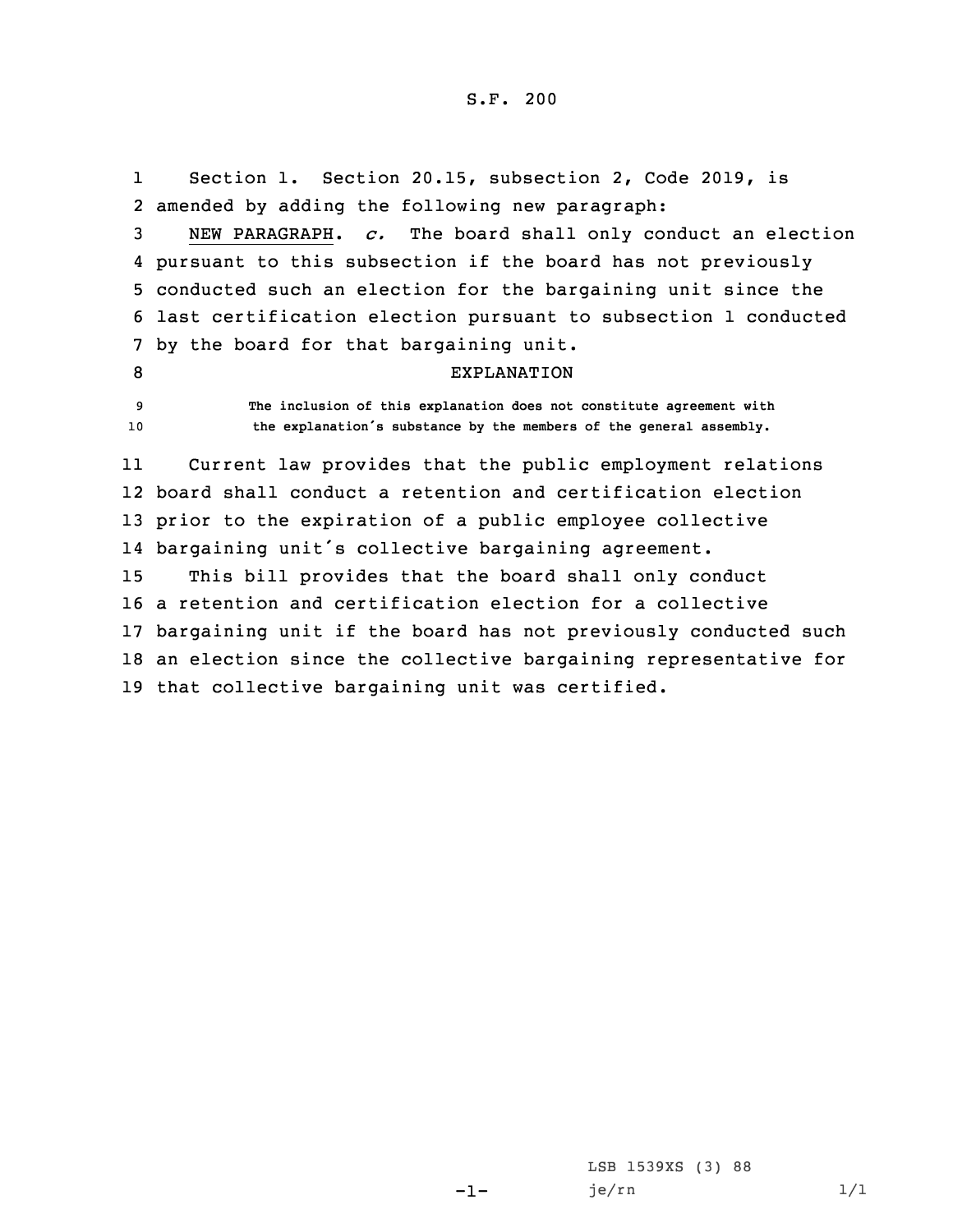Section 1. Section 20.15, subsection 2, Code 2019, is amended by adding the following new paragraph:

NEW PARAGRAPH. *c.* The board shall only conduct an election pursuant to this subsection if the board has not previously conducted such an election for the bargaining unit since the last certification election pursuant to subsection 1 conducted by the board for that bargaining unit.

EXPLANATION

The inclusion of this explanation does not constitute agreement with the explanation's substance by the members of the general assembly.

Current law provides that the public employment relations board shall conduct a retention and certification election prior to the expiration of a public employee collective bargaining unit's collective bargaining agreement.

This bill provides that the board shall only conduct a retention and certification election for a collective bargaining unit if the board has not previously conducted such an election since the collective bargaining representative for that collective bargaining unit was certified.